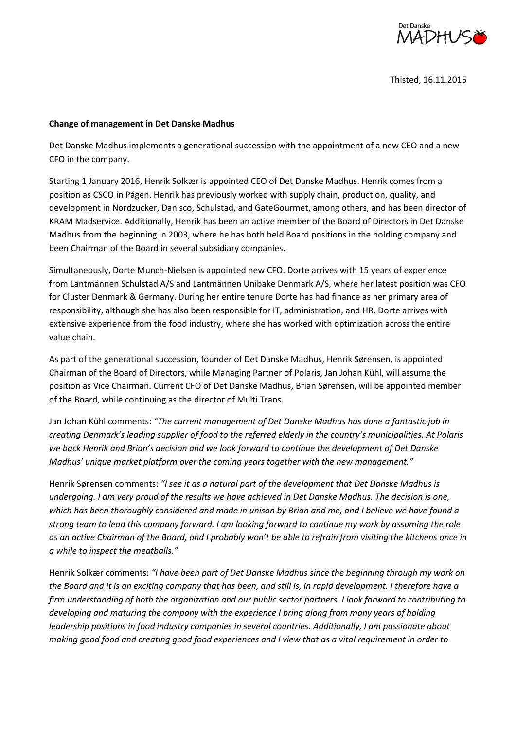Thisted, 16.11.2015

**Change of management in Det Danske Madhus**

Det Danske Madhus implements a generational succession with the appointment of a new CEO and a new CFO in the company.

Starting 1 January 2016, Henrik Solkær is appointed CEO of Det Danske Madhus. Henrik comes from a position as CSCO in Pågen. Henrik has previously worked with supply chain, production, quality, and development in Nordzucker, Danisco, Schulstad, and GateGourmet, among others, and has been director of KRAM Madservice. Additionally, Henrik has been an active member of the Board of Directors in Det Danske Madhus from the beginning in 2003, where he has both held Board positions in the holding company and been Chairman of the Board in several subsidiary companies.

Simultaneously, Dorte Munch-Nielsen is appointed new CFO. Dorte arrives with 15 years of experience from Lantmännen Schulstad A/S and Lantmännen Unibake Denmark A/S, where her latest position was CFO for Cluster Denmark & Germany. During her entire tenure Dorte has had finance as her primary area of responsibility, although she has also been responsible for IT, administration, and HR. Dorte arrives with extensive experience from the food industry, where she has worked with optimization across the entire value chain.

As part of the generational succession, founder of Det Danske Madhus, Henrik Sørensen, is appointed Chairman of the Board of Directors, while Managing Partner of Polaris, Jan Johan Kühl, will assume the position as Vice Chairman. Current CFO of Det Danske Madhus, Brian Sørensen, will be appointed member of the Board, while continuing as the director of Multi Trans.

Jan Johan Kühl comments: *"The current management of Det Danske Madhus has done a fantastic job in creating Denmark's leading supplier of food to the referred elderly in the country's municipalities. At Polaris we back Henrik and Brian's decision and we look forward to continue the development of Det Danske Madhus' unique market platform over the coming years together with the new management."*

Henrik Sørensen comments: *"I see it as a natural part of the development that Det Danske Madhus is undergoing. I am very proud of the results we have achieved in Det Danske Madhus. The decision is one, which has been thoroughly considered and made in unison by Brian and me, and I believe we have found a strong team to lead this company forward. I am looking forward to continue my work by assuming the role as an active Chairman of the Board, and I probably won't be able to refrain from visiting the kitchens once in a while to inspect the meatballs."*

Henrik Solkær comments: *"I have been part of Det Danske Madhus since the beginning through my work on the Board and it is an exciting company that has been, and still is, in rapid development. I therefore have a firm understanding of both the organization and our public sector partners. I look forward to contributing to developing and maturing the company with the experience I bring along from many years of holding leadership positions in food industry companies in several countries. Additionally, I am passionate about making good food and creating good food experiences and I view that as a vital requirement in order to*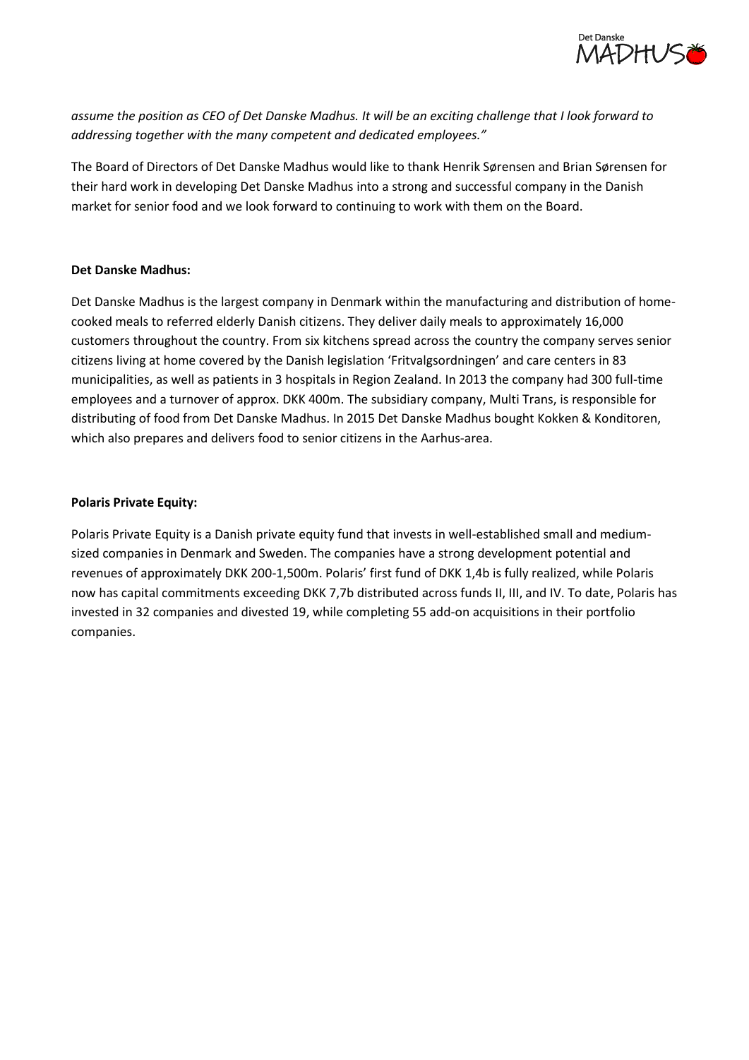*assume the position as CEO of Det Danske Madhus. It will be an exciting challenge that I look forward to addressing together with the many competent and dedicated employees."*

The Board of Directors of Det Danske Madhus would like to thank Henrik Sørensen and Brian Sørensen for their hard work in developing Det Danske Madhus into a strong and successful company in the Danish market for senior food and we look forward to continuing to work with them on the Board.

**Det Danske Madhus:**

Det Danske Madhus is the largest company in Denmark within the manufacturing and distribution of home-cooked meals to referred elderly Danish citizens. They deliver daily meals to approximately 16,000 customers throughout the country. From six kitchens spread across the country the company serves senior citizens living at home covered by the Danish legislation 'Fritvalgsordningen' and care centers in 83 municipalities, as well as patients in 3 hospitals in Region Zealand. In 2013 the company had 300 full-time employees and a turnover of approx. DKK 400m. The subsidiary company, Multi Trans, is responsible for distributing of food from Det Danske Madhus. In 2015 Det Danske Madhus bought Kokken & Konditoren, which also prepares and delivers food to senior citizens in the Aarhus-area.

**Polaris Private Equity:**

Polaris Private Equity is a Danish private equity fund that invests in well-established small and medium-sized companies in Denmark and Sweden. The companies have a strong development potential and revenues of approximately DKK 200-1,500m. Polaris' first fund of DKK 1,4b is fully realized, while Polaris now has capital commitments exceeding DKK 7,7b distributed across funds II, III, and IV. To date, Polaris has invested in 32 companies and divested 19, while completing 55 add-on acquisitions in their portfolio companies.